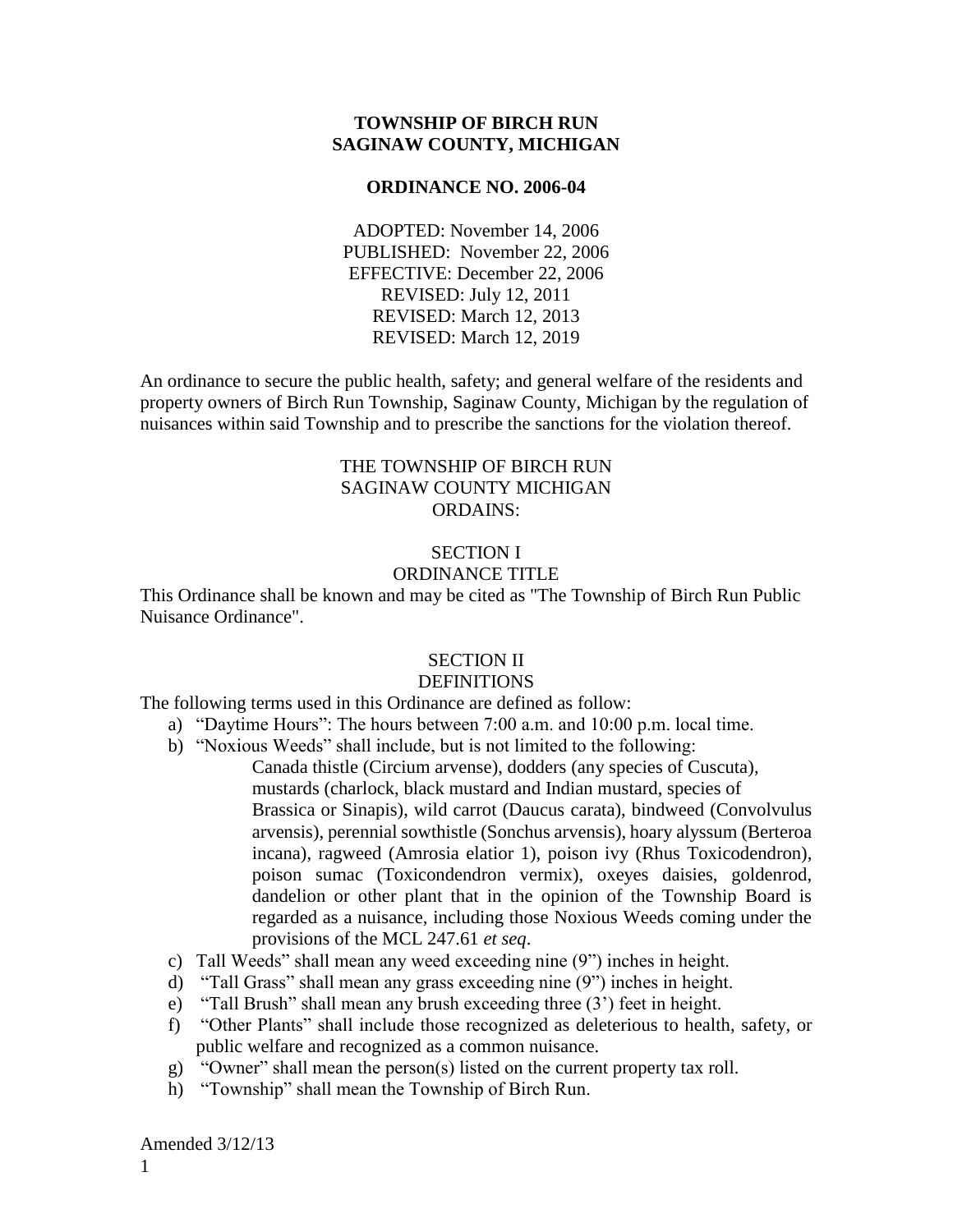**TOWNSHIP OF BIRCH RUN**
**SAGINAW COUNTY, MICHIGAN**

**ORDINANCE NO. 2006-04**

ADOPTED: November 14, 2006
PUBLISHED: November 22, 2006
EFFECTIVE: December 22, 2006
REVISED: July 12, 2011
REVISED: March 12, 2013
REVISED: March 12, 2019

An ordinance to secure the public health, safety; and general welfare of the residents and property owners of Birch Run Township, Saginaw County, Michigan by the regulation of nuisances within said Township and to prescribe the sanctions for the violation thereof.

THE TOWNSHIP OF BIRCH RUN
SAGINAW COUNTY MICHIGAN
ORDAINS:

SECTION I
ORDINANCE TITLE

This Ordinance shall be known and may be cited as "The Township of Birch Run Public Nuisance Ordinance".

SECTION II
DEFINITIONS

The following terms used in this Ordinance are defined as follow:

a) "Daytime Hours": The hours between 7:00 a.m. and 10:00 p.m. local time.
b) "Noxious Weeds" shall include, but is not limited to the following:
   Canada thistle (Circium arvense), dodders (any species of Cuscuta), mustards (charlock, black mustard and Indian mustard, species of Brassica or Sinapis), wild carrot (Daucus carata), bindweed (Convolvulus arvensis), perennial sowthistle (Sonchus arvensis), hoary alyssum (Berteroa incana), ragweed (Amrosia elatior 1), poison ivy (Rhus Toxicodendron), poison sumac (Toxicondendron vermix), oxeyes daisies, goldenrod, dandelion or other plant that in the opinion of the Township Board is regarded as a nuisance, including those Noxious Weeds coming under the provisions of the MCL 247.61 *et seq*.
c) Tall Weeds" shall mean any weed exceeding nine (9") inches in height.
d) "Tall Grass" shall mean any grass exceeding nine (9") inches in height.
e) "Tall Brush" shall mean any brush exceeding three (3') feet in height.
f) "Other Plants" shall include those recognized as deleterious to health, safety, or public welfare and recognized as a common nuisance.
g) "Owner" shall mean the person(s) listed on the current property tax roll.
h) "Township" shall mean the Township of Birch Run.

Amended 3/12/13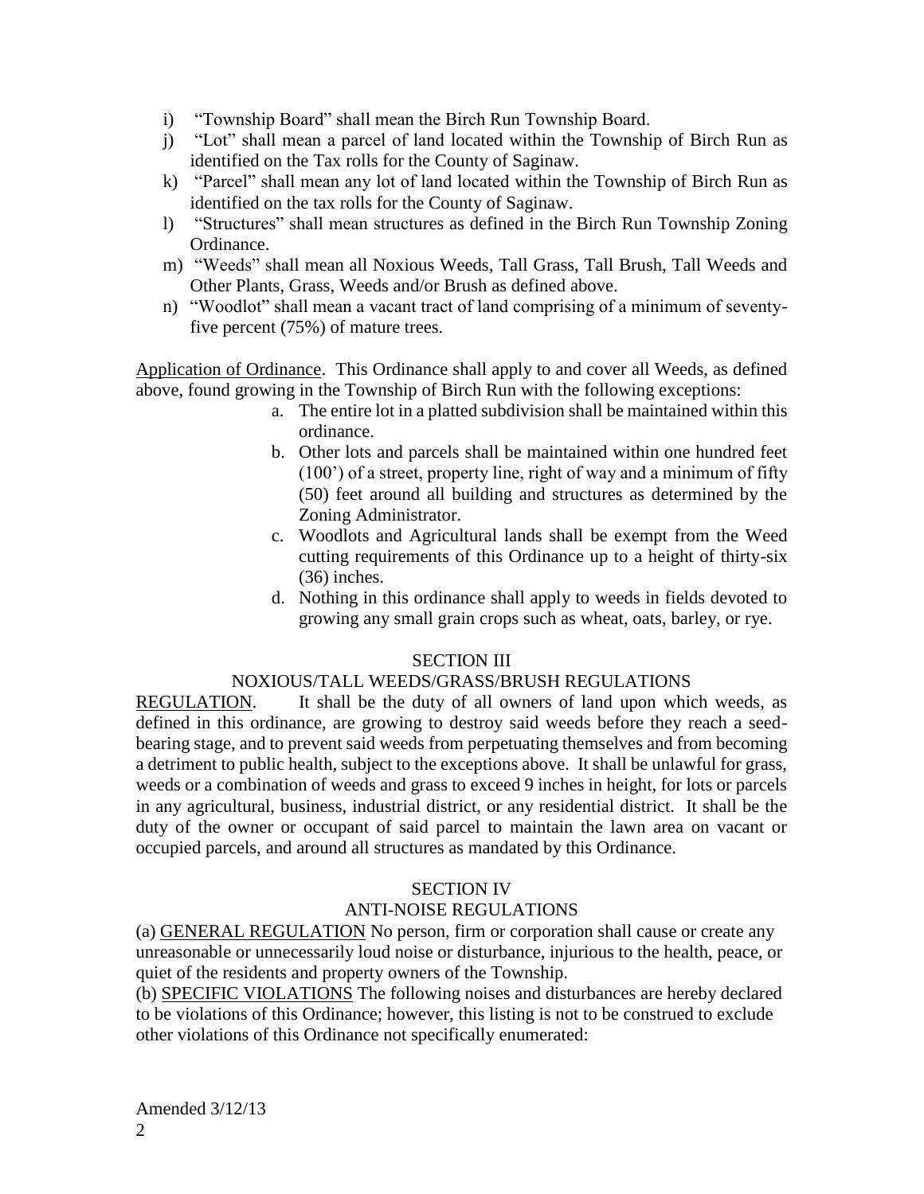i) "Township Board" shall mean the Birch Run Township Board.

j) "Lot" shall mean a parcel of land located within the Township of Birch Run as identified on the Tax rolls for the County of Saginaw.

k) "Parcel" shall mean any lot of land located within the Township of Birch Run as identified on the tax rolls for the County of Saginaw.

l) "Structures" shall mean structures as defined in the Birch Run Township Zoning Ordinance.

m) "Weeds" shall mean all Noxious Weeds, Tall Grass, Tall Brush, Tall Weeds and Other Plants, Grass, Weeds and/or Brush as defined above.

n) "Woodlot" shall mean a vacant tract of land comprising of a minimum of seventy-five percent (75%) of mature trees.

Application of Ordinance. This Ordinance shall apply to and cover all Weeds, as defined above, found growing in the Township of Birch Run with the following exceptions:

a. The entire lot in a platted subdivision shall be maintained within this ordinance.
b. Other lots and parcels shall be maintained within one hundred feet (100') of a street, property line, right of way and a minimum of fifty (50) feet around all building and structures as determined by the Zoning Administrator.
c. Woodlots and Agricultural lands shall be exempt from the Weed cutting requirements of this Ordinance up to a height of thirty-six (36) inches.
d. Nothing in this ordinance shall apply to weeds in fields devoted to growing any small grain crops such as wheat, oats, barley, or rye.

## SECTION III
## NOXIOUS/TALL WEEDS/GRASS/BRUSH REGULATIONS

REGULATION. It shall be the duty of all owners of land upon which weeds, as defined in this ordinance, are growing to destroy said weeds before they reach a seed-bearing stage, and to prevent said weeds from perpetuating themselves and from becoming a detriment to public health, subject to the exceptions above. It shall be unlawful for grass, weeds or a combination of weeds and grass to exceed 9 inches in height, for lots or parcels in any agricultural, business, industrial district, or any residential district. It shall be the duty of the owner or occupant of said parcel to maintain the lawn area on vacant or occupied parcels, and around all structures as mandated by this Ordinance.

## SECTION IV
## ANTI-NOISE REGULATIONS

(a) GENERAL REGULATION No person, firm or corporation shall cause or create any unreasonable or unnecessarily loud noise or disturbance, injurious to the health, peace, or quiet of the residents and property owners of the Township.

(b) SPECIFIC VIOLATIONS The following noises and disturbances are hereby declared to be violations of this Ordinance; however, this listing is not to be construed to exclude other violations of this Ordinance not specifically enumerated:

Amended 3/12/13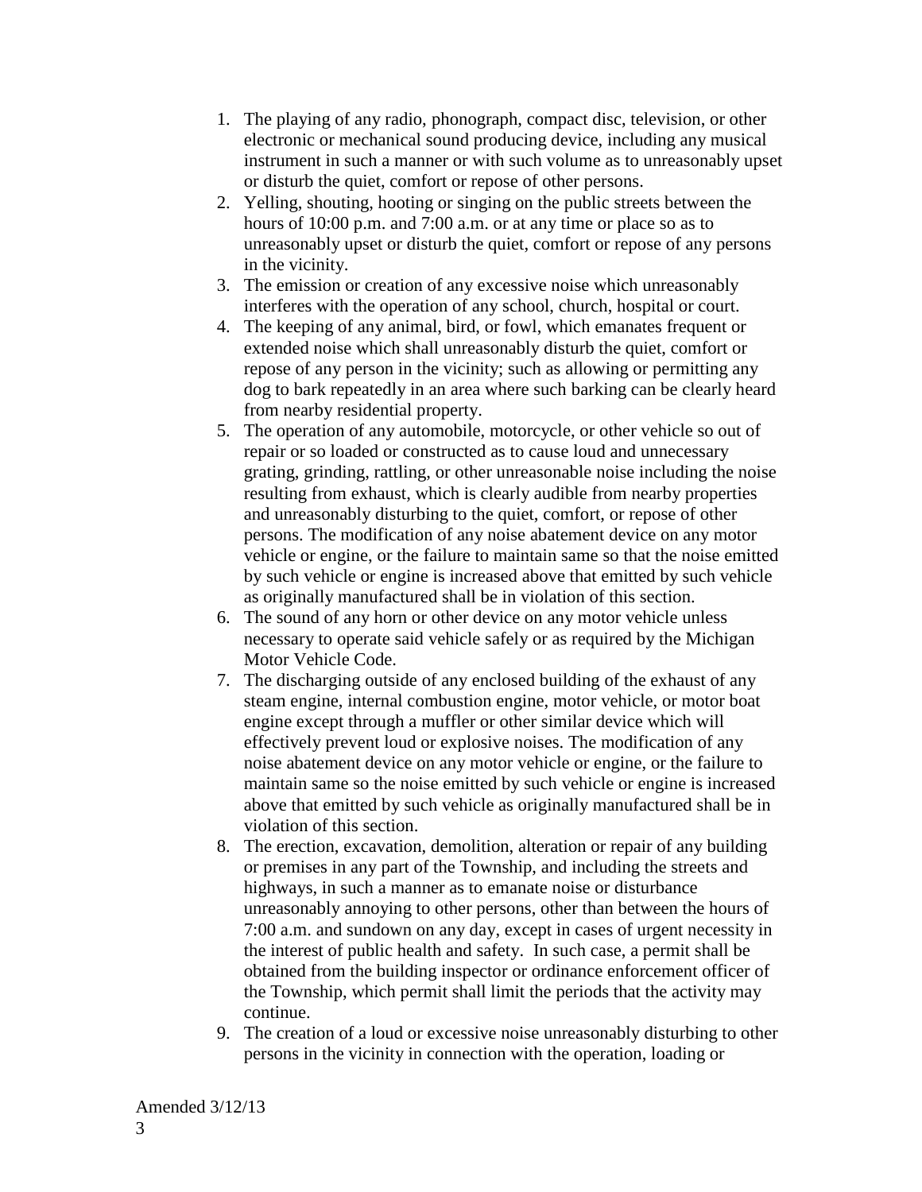1. The playing of any radio, phonograph, compact disc, television, or other electronic or mechanical sound producing device, including any musical instrument in such a manner or with such volume as to unreasonably upset or disturb the quiet, comfort or repose of other persons.
2. Yelling, shouting, hooting or singing on the public streets between the hours of 10:00 p.m. and 7:00 a.m. or at any time or place so as to unreasonably upset or disturb the quiet, comfort or repose of any persons in the vicinity.
3. The emission or creation of any excessive noise which unreasonably interferes with the operation of any school, church, hospital or court.
4. The keeping of any animal, bird, or fowl, which emanates frequent or extended noise which shall unreasonably disturb the quiet, comfort or repose of any person in the vicinity; such as allowing or permitting any dog to bark repeatedly in an area where such barking can be clearly heard from nearby residential property.
5. The operation of any automobile, motorcycle, or other vehicle so out of repair or so loaded or constructed as to cause loud and unnecessary grating, grinding, rattling, or other unreasonable noise including the noise resulting from exhaust, which is clearly audible from nearby properties and unreasonably disturbing to the quiet, comfort, or repose of other persons. The modification of any noise abatement device on any motor vehicle or engine, or the failure to maintain same so that the noise emitted by such vehicle or engine is increased above that emitted by such vehicle as originally manufactured shall be in violation of this section.
6. The sound of any horn or other device on any motor vehicle unless necessary to operate said vehicle safely or as required by the Michigan Motor Vehicle Code.
7. The discharging outside of any enclosed building of the exhaust of any steam engine, internal combustion engine, motor vehicle, or motor boat engine except through a muffler or other similar device which will effectively prevent loud or explosive noises. The modification of any noise abatement device on any motor vehicle or engine, or the failure to maintain same so the noise emitted by such vehicle or engine is increased above that emitted by such vehicle as originally manufactured shall be in violation of this section.
8. The erection, excavation, demolition, alteration or repair of any building or premises in any part of the Township, and including the streets and highways, in such a manner as to emanate noise or disturbance unreasonably annoying to other persons, other than between the hours of 7:00 a.m. and sundown on any day, except in cases of urgent necessity in the interest of public health and safety. In such case, a permit shall be obtained from the building inspector or ordinance enforcement officer of the Township, which permit shall limit the periods that the activity may continue.
9. The creation of a loud or excessive noise unreasonably disturbing to other persons in the vicinity in connection with the operation, loading or

Amended 3/12/13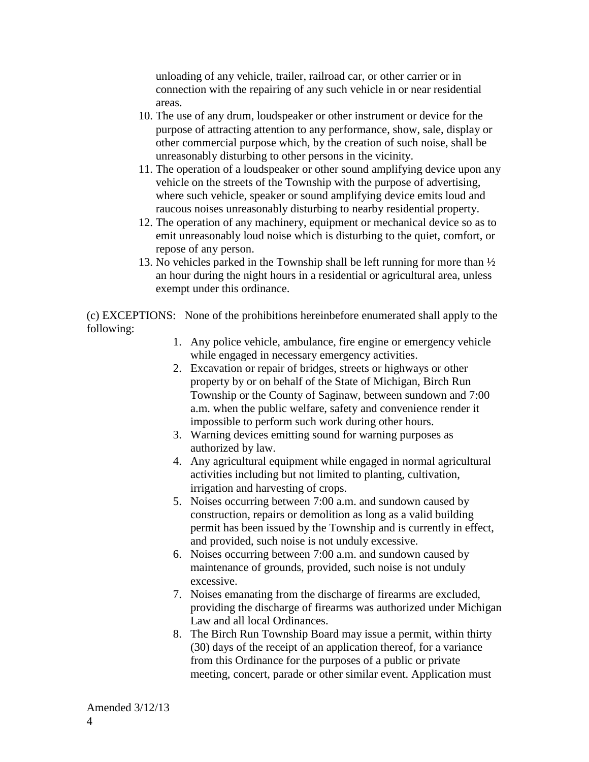unloading of any vehicle, trailer, railroad car, or other carrier or in connection with the repairing of any such vehicle in or near residential areas.

10. The use of any drum, loudspeaker or other instrument or device for the purpose of attracting attention to any performance, show, sale, display or other commercial purpose which, by the creation of such noise, shall be unreasonably disturbing to other persons in the vicinity.
11. The operation of a loudspeaker or other sound amplifying device upon any vehicle on the streets of the Township with the purpose of advertising, where such vehicle, speaker or sound amplifying device emits loud and raucous noises unreasonably disturbing to nearby residential property.
12. The operation of any machinery, equipment or mechanical device so as to emit unreasonably loud noise which is disturbing to the quiet, comfort, or repose of any person.
13. No vehicles parked in the Township shall be left running for more than ½ an hour during the night hours in a residential or agricultural area, unless exempt under this ordinance.

(c) EXCEPTIONS: None of the prohibitions hereinbefore enumerated shall apply to the following:

1. Any police vehicle, ambulance, fire engine or emergency vehicle while engaged in necessary emergency activities.
2. Excavation or repair of bridges, streets or highways or other property by or on behalf of the State of Michigan, Birch Run Township or the County of Saginaw, between sundown and 7:00 a.m. when the public welfare, safety and convenience render it impossible to perform such work during other hours.
3. Warning devices emitting sound for warning purposes as authorized by law.
4. Any agricultural equipment while engaged in normal agricultural activities including but not limited to planting, cultivation, irrigation and harvesting of crops.
5. Noises occurring between 7:00 a.m. and sundown caused by construction, repairs or demolition as long as a valid building permit has been issued by the Township and is currently in effect, and provided, such noise is not unduly excessive.
6. Noises occurring between 7:00 a.m. and sundown caused by maintenance of grounds, provided, such noise is not unduly excessive.
7. Noises emanating from the discharge of firearms are excluded, providing the discharge of firearms was authorized under Michigan Law and all local Ordinances.
8. The Birch Run Township Board may issue a permit, within thirty (30) days of the receipt of an application thereof, for a variance from this Ordinance for the purposes of a public or private meeting, concert, parade or other similar event. Application must

Amended 3/12/13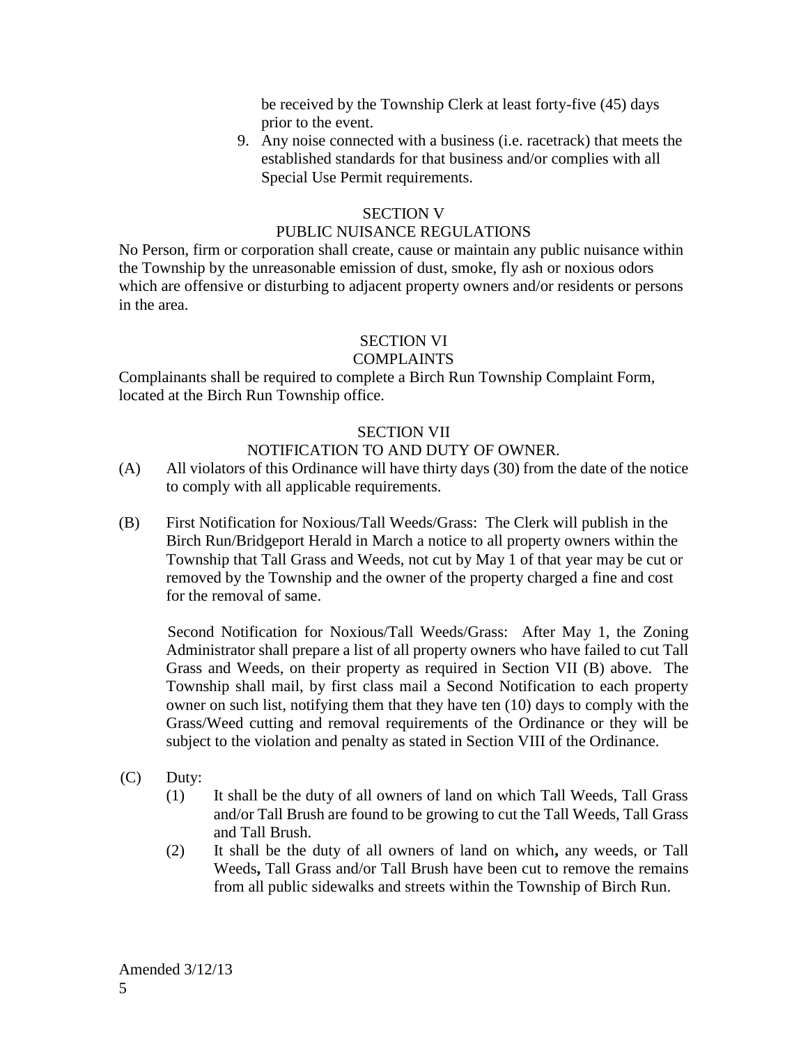be received by the Township Clerk at least forty-five (45) days prior to the event.

9. Any noise connected with a business (i.e. racetrack) that meets the established standards for that business and/or complies with all Special Use Permit requirements.

## SECTION V
## PUBLIC NUISANCE REGULATIONS

No Person, firm or corporation shall create, cause or maintain any public nuisance within the Township by the unreasonable emission of dust, smoke, fly ash or noxious odors which are offensive or disturbing to adjacent property owners and/or residents or persons in the area.

## SECTION VI
## COMPLAINTS

Complainants shall be required to complete a Birch Run Township Complaint Form, located at the Birch Run Township office.

## SECTION VII
## NOTIFICATION TO AND DUTY OF OWNER.

(A) All violators of this Ordinance will have thirty days (30) from the date of the notice to comply with all applicable requirements.

(B) First Notification for Noxious/Tall Weeds/Grass: The Clerk will publish in the Birch Run/Bridgeport Herald in March a notice to all property owners within the Township that Tall Grass and Weeds, not cut by May 1 of that year may be cut or removed by the Township and the owner of the property charged a fine and cost for the removal of same.

Second Notification for Noxious/Tall Weeds/Grass: After May 1, the Zoning Administrator shall prepare a list of all property owners who have failed to cut Tall Grass and Weeds, on their property as required in Section VII (B) above. The Township shall mail, by first class mail a Second Notification to each property owner on such list, notifying them that they have ten (10) days to comply with the Grass/Weed cutting and removal requirements of the Ordinance or they will be subject to the violation and penalty as stated in Section VIII of the Ordinance.

(C) Duty:

(1) It shall be the duty of all owners of land on which Tall Weeds, Tall Grass and/or Tall Brush are found to be growing to cut the Tall Weeds, Tall Grass and Tall Brush.

(2) It shall be the duty of all owners of land on which**,** any weeds, or Tall Weeds**,** Tall Grass and/or Tall Brush have been cut to remove the remains from all public sidewalks and streets within the Township of Birch Run.

Amended 3/12/13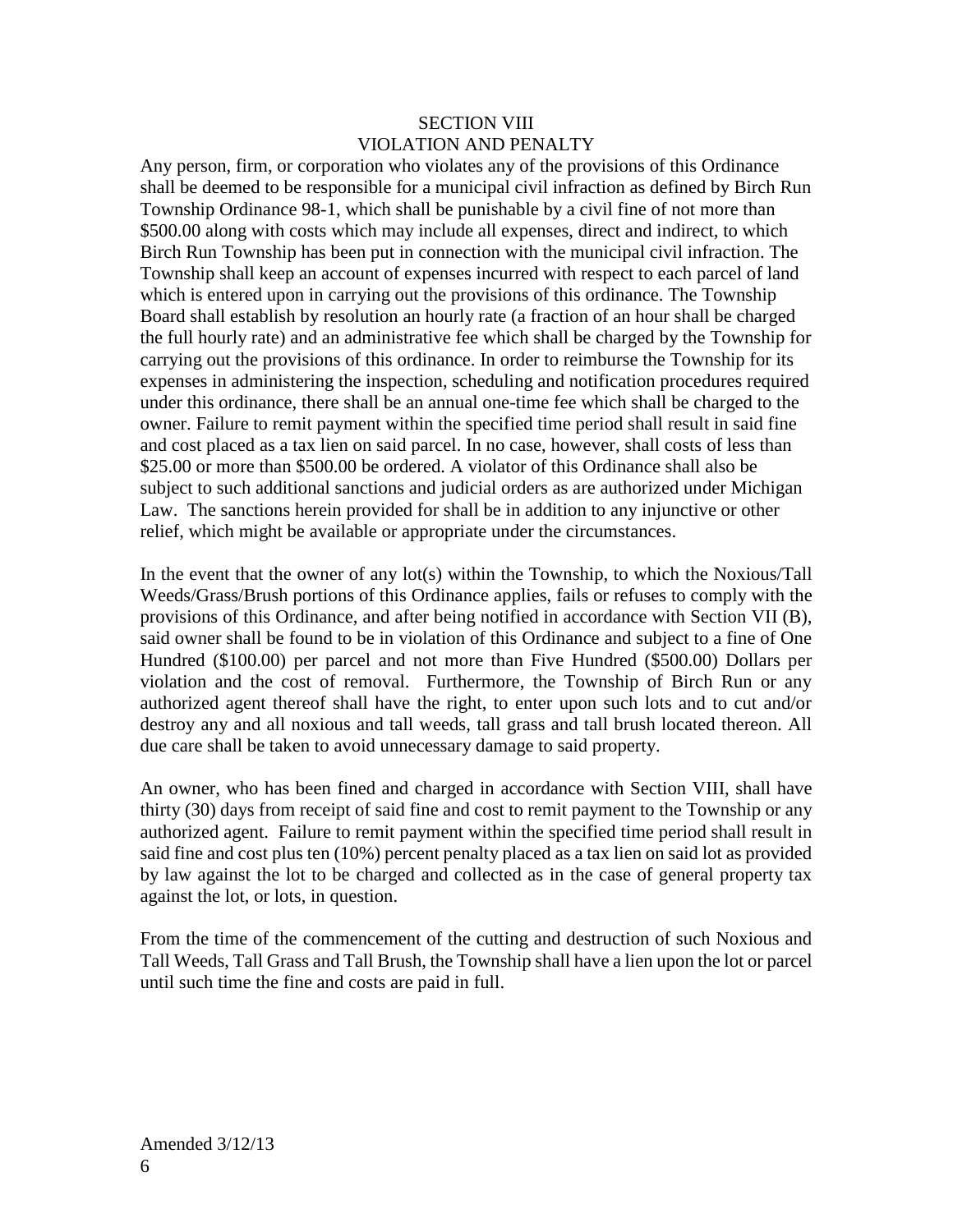## SECTION VIII
## VIOLATION AND PENALTY

Any person, firm, or corporation who violates any of the provisions of this Ordinance shall be deemed to be responsible for a municipal civil infraction as defined by Birch Run Township Ordinance 98-1, which shall be punishable by a civil fine of not more than $500.00 along with costs which may include all expenses, direct and indirect, to which Birch Run Township has been put in connection with the municipal civil infraction. The Township shall keep an account of expenses incurred with respect to each parcel of land which is entered upon in carrying out the provisions of this ordinance. The Township Board shall establish by resolution an hourly rate (a fraction of an hour shall be charged the full hourly rate) and an administrative fee which shall be charged by the Township for carrying out the provisions of this ordinance. In order to reimburse the Township for its expenses in administering the inspection, scheduling and notification procedures required under this ordinance, there shall be an annual one-time fee which shall be charged to the owner. Failure to remit payment within the specified time period shall result in said fine and cost placed as a tax lien on said parcel. In no case, however, shall costs of less than $25.00 or more than $500.00 be ordered. A violator of this Ordinance shall also be subject to such additional sanctions and judicial orders as are authorized under Michigan Law. The sanctions herein provided for shall be in addition to any injunctive or other relief, which might be available or appropriate under the circumstances.

In the event that the owner of any lot(s) within the Township, to which the Noxious/Tall Weeds/Grass/Brush portions of this Ordinance applies, fails or refuses to comply with the provisions of this Ordinance, and after being notified in accordance with Section VII (B), said owner shall be found to be in violation of this Ordinance and subject to a fine of One Hundred ($100.00) per parcel and not more than Five Hundred ($500.00) Dollars per violation and the cost of removal. Furthermore, the Township of Birch Run or any authorized agent thereof shall have the right, to enter upon such lots and to cut and/or destroy any and all noxious and tall weeds, tall grass and tall brush located thereon. All due care shall be taken to avoid unnecessary damage to said property.

An owner, who has been fined and charged in accordance with Section VIII, shall have thirty (30) days from receipt of said fine and cost to remit payment to the Township or any authorized agent. Failure to remit payment within the specified time period shall result in said fine and cost plus ten (10%) percent penalty placed as a tax lien on said lot as provided by law against the lot to be charged and collected as in the case of general property tax against the lot, or lots, in question.

From the time of the commencement of the cutting and destruction of such Noxious and Tall Weeds, Tall Grass and Tall Brush, the Township shall have a lien upon the lot or parcel until such time the fine and costs are paid in full.

Amended 3/12/13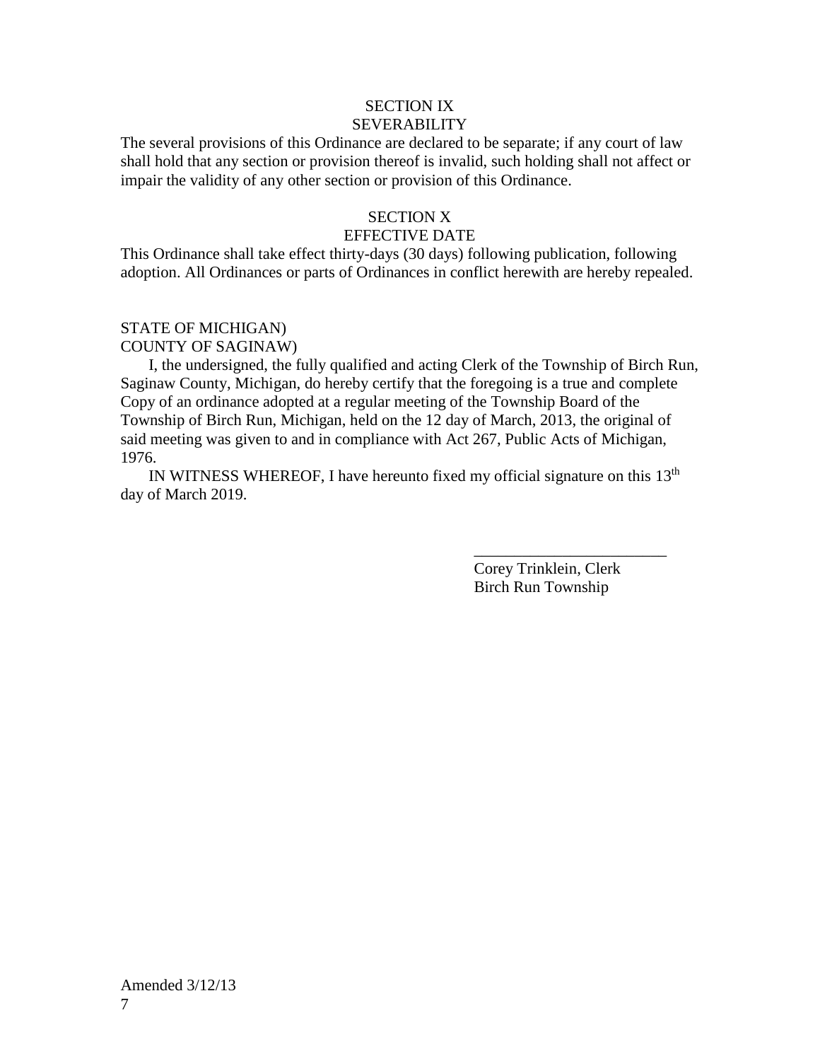## SECTION IX
## SEVERABILITY

The several provisions of this Ordinance are declared to be separate; if any court of law shall hold that any section or provision thereof is invalid, such holding shall not affect or impair the validity of any other section or provision of this Ordinance.

## SECTION X
## EFFECTIVE DATE

This Ordinance shall take effect thirty-days (30 days) following publication, following adoption. All Ordinances or parts of Ordinances in conflict herewith are hereby repealed.

STATE OF MICHIGAN)
COUNTY OF SAGINAW)

I, the undersigned, the fully qualified and acting Clerk of the Township of Birch Run, Saginaw County, Michigan, do hereby certify that the foregoing is a true and complete Copy of an ordinance adopted at a regular meeting of the Township Board of the Township of Birch Run, Michigan, held on the 12 day of March, 2013, the original of said meeting was given to and in compliance with Act 267, Public Acts of Michigan, 1976.

IN WITNESS WHEREOF, I have hereunto fixed my official signature on this 13th day of March 2019.

\_\_\_\_\_\_\_\_\_\_\_\_\_\_\_\_\_\_\_\_\_\_\_\_
Corey Trinklein, Clerk
Birch Run Township

Amended 3/12/13